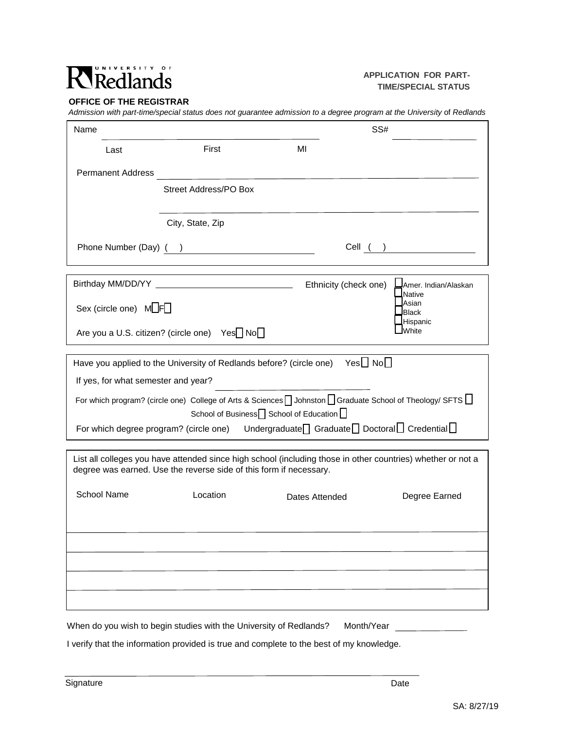University of Redlands

**APPLICATION FOR PART-TIME/SPECIAL STATUS**

**OFFICE OF THE REGISTRAR**

*Admission with part-time/special status does not guarantee admission to a degree program at the University of Redlands*

Name ______________________________ SS# ______________

Last First MI

Permanent Address ______________________________

Street Address/PO Box

______________________________

City, State, Zip

Phone Number (Day) ( ) ______________ Cell ( ) ______________

---

Birthday MM/DD/YY ______________ Ethnicity (check one)
- ☐ Amer. Indian/Alaskan Native
- ☐ Asian
- ☐ Black
- ☐ Hispanic
- ☐ White

Sex (circle one) M☐ F☐

Are you a U.S. citizen? (circle one) Yes☐ No☐

---

Have you applied to the University of Redlands before? (circle one) Yes☐ No☐

If yes, for what semester and year? ______________

For which program? (circle one) College of Arts & Sciences ☐ Johnston ☐ Graduate School of Theology/ SFTS ☐ School of Business ☐ School of Education ☐

For which degree program? (circle one) Undergraduate ☐ Graduate ☐ Doctoral ☐ Credential ☐

---

List all colleges you have attended since high school (including those in other countries) whether or not a degree was earned. Use the reverse side of this form if necessary.

| School Name | Location | Dates Attended | Degree Earned |
| --- | --- | --- | --- |
| | | | |
| | | | |
| | | | |
| | | | |
| | | | |

When do you wish to begin studies with the University of Redlands? Month/Year ______________

I verify that the information provided is true and complete to the best of my knowledge.

______________________________

Signature Date

SA: 8/27/19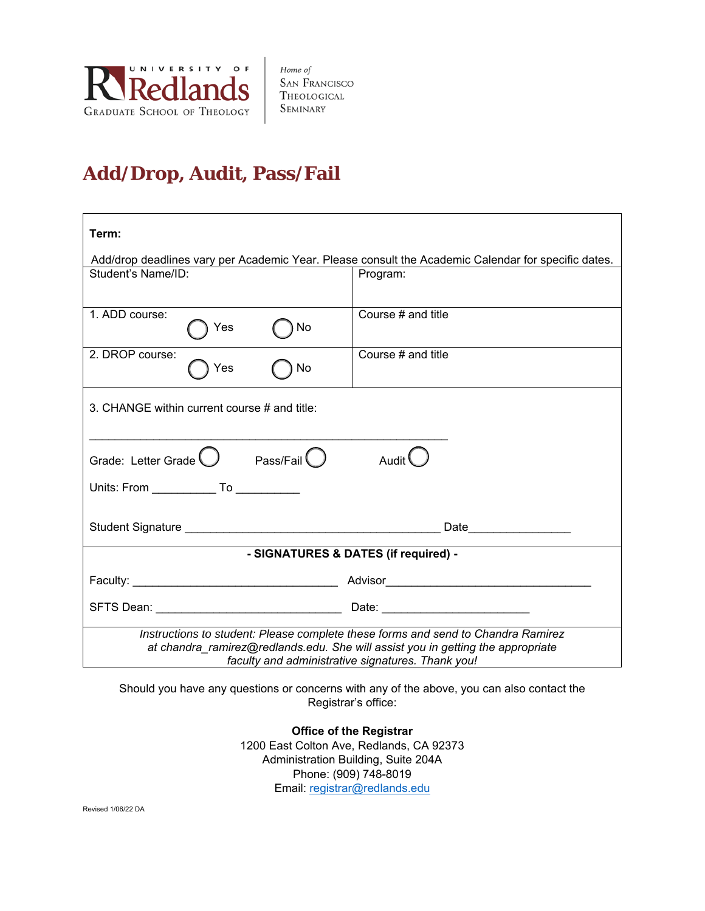UNIVERSITY OF Redlands
GRADUATE SCHOOL OF THEOLOGY

*Home of* San Francisco Theological Seminary

# Add/Drop, Audit, Pass/Fail

**Term:**

Add/drop deadlines vary per Academic Year. Please consult the Academic Calendar for specific dates.

| | |
|---|---|
| Student's Name/ID: | Program: |
| 1. ADD course: ◯ Yes ◯ No | Course # and title |
| 2. DROP course: ◯ Yes ◯ No | Course # and title |

3. CHANGE within current course # and title:

_______________________________________________________

Grade: Letter Grade ◯ Pass/Fail ◯ Audit ◯

Units: From __________ To __________

Student Signature ________________________________________ Date________________

**- SIGNATURES & DATES (if required) -**

Faculty: ________________________________ Advisor________________________________

SFTS Dean: _____________________________ Date: _______________________

*Instructions to student: Please complete these forms and send to Chandra Ramirez at chandra_ramirez@redlands.edu. She will assist you in getting the appropriate faculty and administrative signatures. Thank you!*

Should you have any questions or concerns with any of the above, you can also contact the Registrar's office:

**Office of the Registrar**
1200 East Colton Ave, Redlands, CA 92373
Administration Building, Suite 204A
Phone: (909) 748-8019
Email: registrar@redlands.edu

Revised 1/06/22 DA